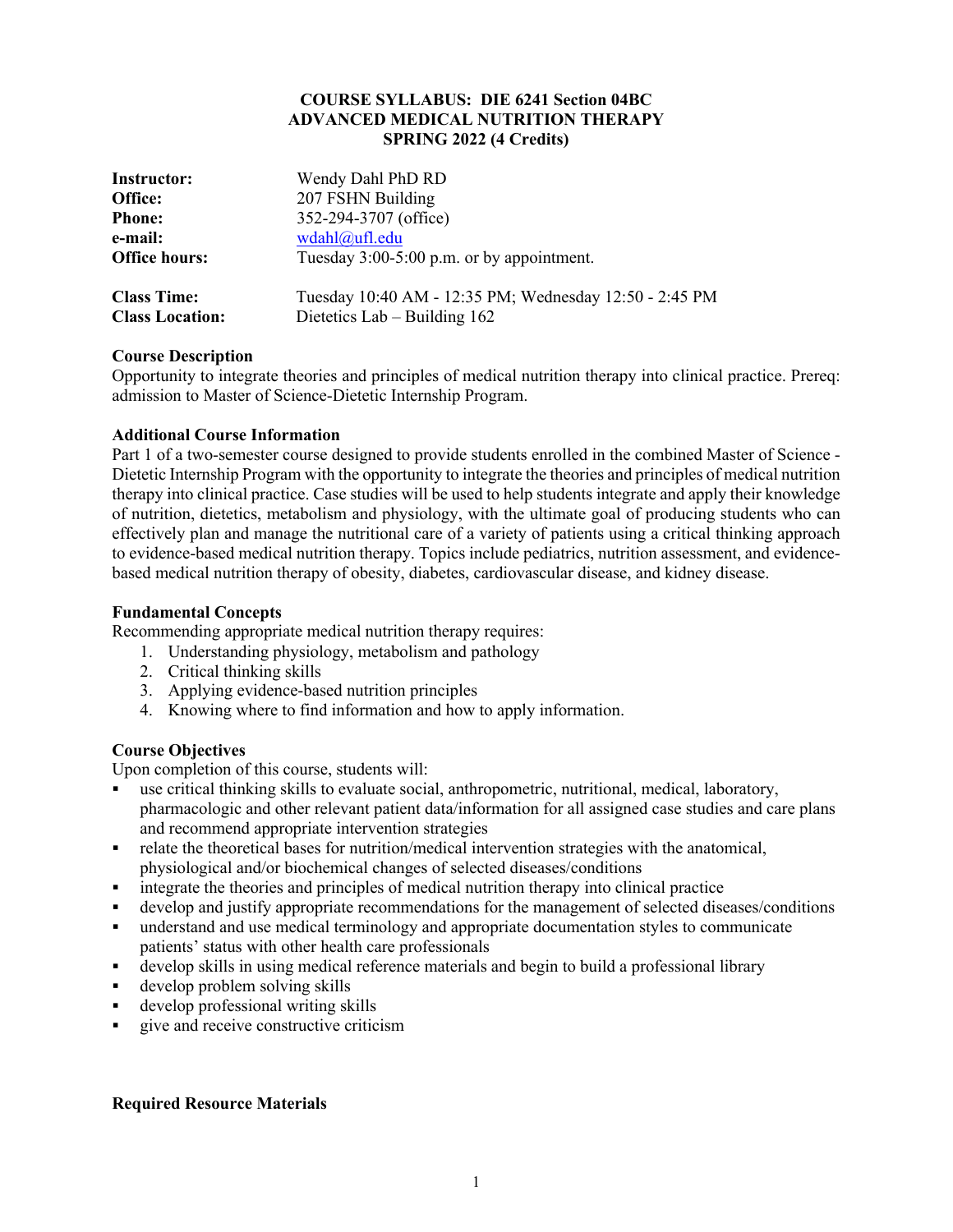**COURSE SYLLABUS: DIE 6241 Section 04BC**
**ADVANCED MEDICAL NUTRITION THERAPY**
**SPRING 2022 (4 Credits)**

**Instructor:** Wendy Dahl PhD RD
**Office:** 207 FSHN Building
**Phone:** 352-294-3707 (office)
**e-mail:** wdahl@ufl.edu
**Office hours:** Tuesday 3:00-5:00 p.m. or by appointment.

**Class Time:** Tuesday 10:40 AM - 12:35 PM; Wednesday 12:50 - 2:45 PM
**Class Location:** Dietetics Lab – Building 162

**Course Description**

Opportunity to integrate theories and principles of medical nutrition therapy into clinical practice. Prereq: admission to Master of Science-Dietetic Internship Program.

**Additional Course Information**

Part 1 of a two-semester course designed to provide students enrolled in the combined Master of Science - Dietetic Internship Program with the opportunity to integrate the theories and principles of medical nutrition therapy into clinical practice. Case studies will be used to help students integrate and apply their knowledge of nutrition, dietetics, metabolism and physiology, with the ultimate goal of producing students who can effectively plan and manage the nutritional care of a variety of patients using a critical thinking approach to evidence-based medical nutrition therapy. Topics include pediatrics, nutrition assessment, and evidence-based medical nutrition therapy of obesity, diabetes, cardiovascular disease, and kidney disease.

**Fundamental Concepts**

Recommending appropriate medical nutrition therapy requires:

1. Understanding physiology, metabolism and pathology
2. Critical thinking skills
3. Applying evidence-based nutrition principles
4. Knowing where to find information and how to apply information.

**Course Objectives**

Upon completion of this course, students will:

- use critical thinking skills to evaluate social, anthropometric, nutritional, medical, laboratory, pharmacologic and other relevant patient data/information for all assigned case studies and care plans and recommend appropriate intervention strategies
- relate the theoretical bases for nutrition/medical intervention strategies with the anatomical, physiological and/or biochemical changes of selected diseases/conditions
- integrate the theories and principles of medical nutrition therapy into clinical practice
- develop and justify appropriate recommendations for the management of selected diseases/conditions
- understand and use medical terminology and appropriate documentation styles to communicate patients' status with other health care professionals
- develop skills in using medical reference materials and begin to build a professional library
- develop problem solving skills
- develop professional writing skills
- give and receive constructive criticism

**Required Resource Materials**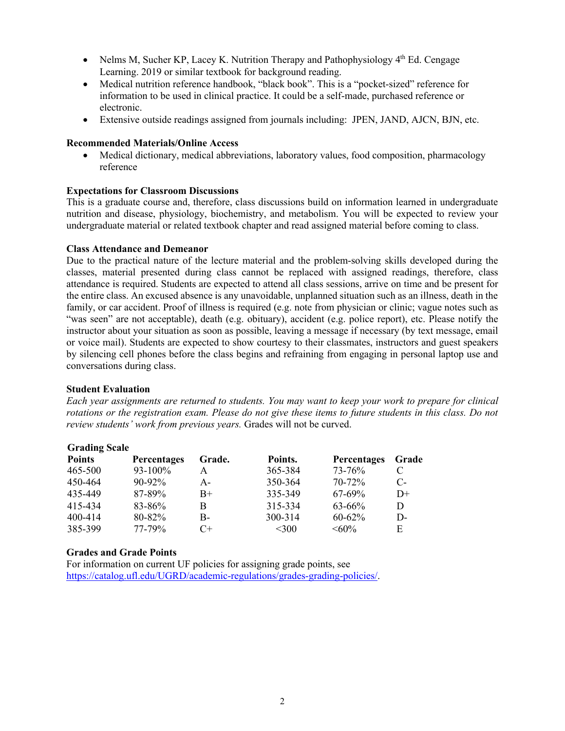- Nelms M, Sucher KP, Lacey K. Nutrition Therapy and Pathophysiology 4th Ed. Cengage Learning. 2019 or similar textbook for background reading.
- Medical nutrition reference handbook, "black book". This is a "pocket-sized" reference for information to be used in clinical practice. It could be a self-made, purchased reference or electronic.
- Extensive outside readings assigned from journals including: JPEN, JAND, AJCN, BJN, etc.

**Recommended Materials/Online Access**

- Medical dictionary, medical abbreviations, laboratory values, food composition, pharmacology reference

**Expectations for Classroom Discussions**

This is a graduate course and, therefore, class discussions build on information learned in undergraduate nutrition and disease, physiology, biochemistry, and metabolism. You will be expected to review your undergraduate material or related textbook chapter and read assigned material before coming to class.

**Class Attendance and Demeanor**

Due to the practical nature of the lecture material and the problem-solving skills developed during the classes, material presented during class cannot be replaced with assigned readings, therefore, class attendance is required. Students are expected to attend all class sessions, arrive on time and be present for the entire class. An excused absence is any unavoidable, unplanned situation such as an illness, death in the family, or car accident. Proof of illness is required (e.g. note from physician or clinic; vague notes such as "was seen" are not acceptable), death (e.g. obituary), accident (e.g. police report), etc. Please notify the instructor about your situation as soon as possible, leaving a message if necessary (by text message, email or voice mail). Students are expected to show courtesy to their classmates, instructors and guest speakers by silencing cell phones before the class begins and refraining from engaging in personal laptop use and conversations during class.

**Student Evaluation**

*Each year assignments are returned to students. You may want to keep your work to prepare for clinical rotations or the registration exam. Please do not give these items to future students in this class. Do not review students' work from previous years.* Grades will not be curved.

**Grading Scale**

| Points | Percentages | Grade. | Points. | Percentages | Grade |
|---|---|---|---|---|---|
| 465-500 | 93-100% | A | 365-384 | 73-76% | C |
| 450-464 | 90-92% | A- | 350-364 | 70-72% | C- |
| 435-449 | 87-89% | B+ | 335-349 | 67-69% | D+ |
| 415-434 | 83-86% | B | 315-334 | 63-66% | D |
| 400-414 | 80-82% | B- | 300-314 | 60-62% | D- |
| 385-399 | 77-79% | C+ | <300 | <60% | E |

**Grades and Grade Points**

For information on current UF policies for assigning grade points, see https://catalog.ufl.edu/UGRD/academic-regulations/grades-grading-policies/.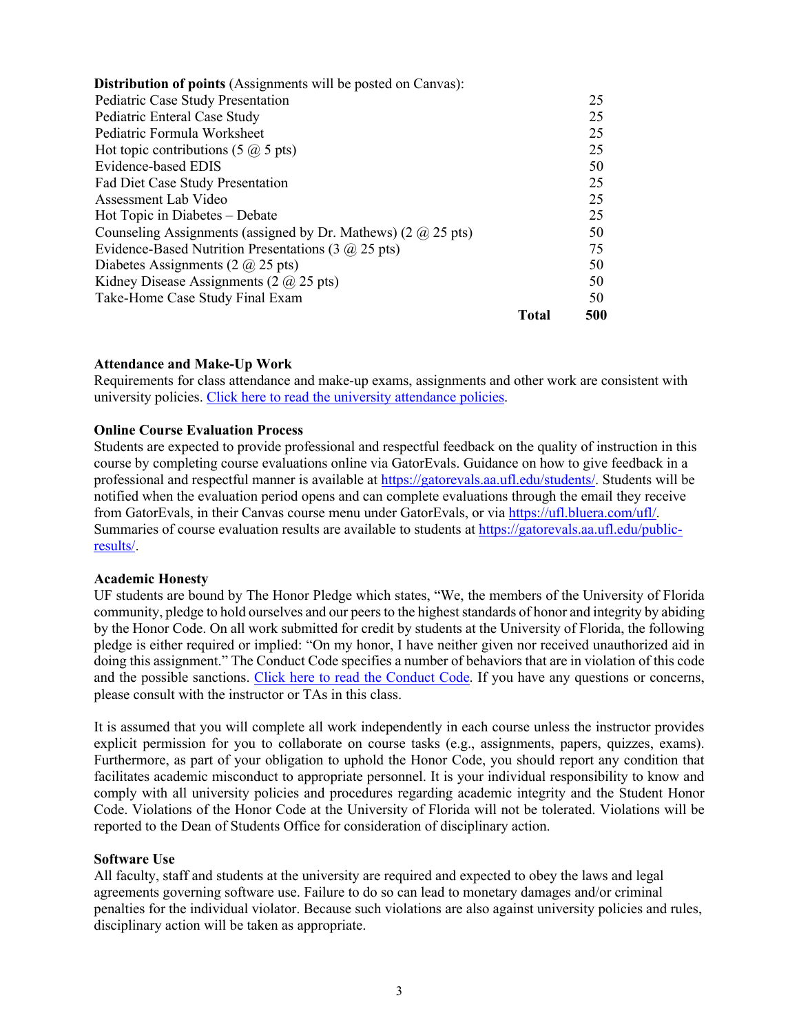**Distribution of points** (Assignments will be posted on Canvas):

| Assignment | Points |
|---|---|
| Pediatric Case Study Presentation | 25 |
| Pediatric Enteral Case Study | 25 |
| Pediatric Formula Worksheet | 25 |
| Hot topic contributions (5 @ 5 pts) | 25 |
| Evidence-based EDIS | 50 |
| Fad Diet Case Study Presentation | 25 |
| Assessment Lab Video | 25 |
| Hot Topic in Diabetes – Debate | 25 |
| Counseling Assignments (assigned by Dr. Mathews) (2 @ 25 pts) | 50 |
| Evidence-Based Nutrition Presentations (3 @ 25 pts) | 75 |
| Diabetes Assignments (2 @ 25 pts) | 50 |
| Kidney Disease Assignments (2 @ 25 pts) | 50 |
| Take-Home Case Study Final Exam | 50 |
| **Total** | **500** |

**Attendance and Make-Up Work**

Requirements for class attendance and make-up exams, assignments and other work are consistent with university policies. [Click here to read the university attendance policies](#).

**Online Course Evaluation Process**

Students are expected to provide professional and respectful feedback on the quality of instruction in this course by completing course evaluations online via GatorEvals. Guidance on how to give feedback in a professional and respectful manner is available at https://gatorevals.aa.ufl.edu/students/. Students will be notified when the evaluation period opens and can complete evaluations through the email they receive from GatorEvals, in their Canvas course menu under GatorEvals, or via https://ufl.bluera.com/ufl/. Summaries of course evaluation results are available to students at https://gatorevals.aa.ufl.edu/public-results/.

**Academic Honesty**

UF students are bound by The Honor Pledge which states, "We, the members of the University of Florida community, pledge to hold ourselves and our peers to the highest standards of honor and integrity by abiding by the Honor Code. On all work submitted for credit by students at the University of Florida, the following pledge is either required or implied: "On my honor, I have neither given nor received unauthorized aid in doing this assignment." The Conduct Code specifies a number of behaviors that are in violation of this code and the possible sanctions. [Click here to read the Conduct Code](#). If you have any questions or concerns, please consult with the instructor or TAs in this class.

It is assumed that you will complete all work independently in each course unless the instructor provides explicit permission for you to collaborate on course tasks (e.g., assignments, papers, quizzes, exams). Furthermore, as part of your obligation to uphold the Honor Code, you should report any condition that facilitates academic misconduct to appropriate personnel. It is your individual responsibility to know and comply with all university policies and procedures regarding academic integrity and the Student Honor Code. Violations of the Honor Code at the University of Florida will not be tolerated. Violations will be reported to the Dean of Students Office for consideration of disciplinary action.

**Software Use**

All faculty, staff and students at the university are required and expected to obey the laws and legal agreements governing software use. Failure to do so can lead to monetary damages and/or criminal penalties for the individual violator. Because such violations are also against university policies and rules, disciplinary action will be taken as appropriate.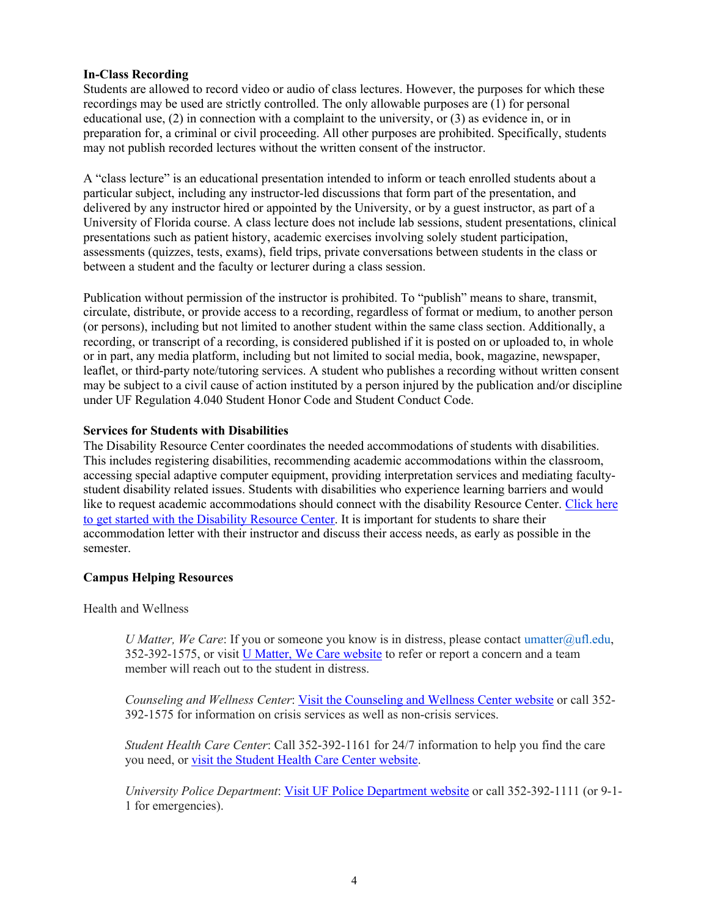**In-Class Recording**

Students are allowed to record video or audio of class lectures. However, the purposes for which these recordings may be used are strictly controlled. The only allowable purposes are (1) for personal educational use, (2) in connection with a complaint to the university, or (3) as evidence in, or in preparation for, a criminal or civil proceeding. All other purposes are prohibited. Specifically, students may not publish recorded lectures without the written consent of the instructor.

A "class lecture" is an educational presentation intended to inform or teach enrolled students about a particular subject, including any instructor-led discussions that form part of the presentation, and delivered by any instructor hired or appointed by the University, or by a guest instructor, as part of a University of Florida course. A class lecture does not include lab sessions, student presentations, clinical presentations such as patient history, academic exercises involving solely student participation, assessments (quizzes, tests, exams), field trips, private conversations between students in the class or between a student and the faculty or lecturer during a class session.

Publication without permission of the instructor is prohibited. To "publish" means to share, transmit, circulate, distribute, or provide access to a recording, regardless of format or medium, to another person (or persons), including but not limited to another student within the same class section. Additionally, a recording, or transcript of a recording, is considered published if it is posted on or uploaded to, in whole or in part, any media platform, including but not limited to social media, book, magazine, newspaper, leaflet, or third-party note/tutoring services. A student who publishes a recording without written consent may be subject to a civil cause of action instituted by a person injured by the publication and/or discipline under UF Regulation 4.040 Student Honor Code and Student Conduct Code.

**Services for Students with Disabilities**

The Disability Resource Center coordinates the needed accommodations of students with disabilities. This includes registering disabilities, recommending academic accommodations within the classroom, accessing special adaptive computer equipment, providing interpretation services and mediating faculty-student disability related issues. Students with disabilities who experience learning barriers and would like to request academic accommodations should connect with the disability Resource Center. Click here to get started with the Disability Resource Center. It is important for students to share their accommodation letter with their instructor and discuss their access needs, as early as possible in the semester.

**Campus Helping Resources**

Health and Wellness

*U Matter, We Care*: If you or someone you know is in distress, please contact umatter@ufl.edu, 352-392-1575, or visit U Matter, We Care website to refer or report a concern and a team member will reach out to the student in distress.

*Counseling and Wellness Center*: Visit the Counseling and Wellness Center website or call 352-392-1575 for information on crisis services as well as non-crisis services.

*Student Health Care Center*: Call 352-392-1161 for 24/7 information to help you find the care you need, or visit the Student Health Care Center website.

*University Police Department*: Visit UF Police Department website or call 352-392-1111 (or 9-1-1 for emergencies).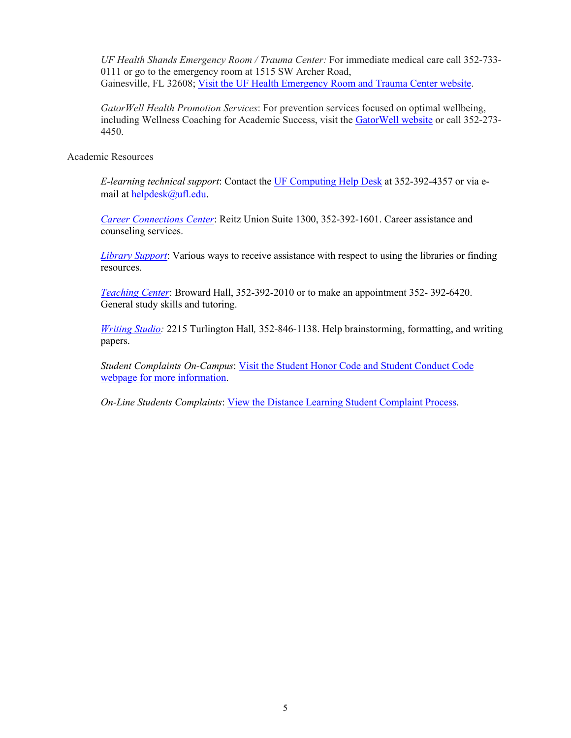*UF Health Shands Emergency Room / Trauma Center:* For immediate medical care call 352-733-0111 or go to the emergency room at 1515 SW Archer Road, Gainesville, FL 32608; Visit the UF Health Emergency Room and Trauma Center website.

*GatorWell Health Promotion Services*: For prevention services focused on optimal wellbeing, including Wellness Coaching for Academic Success, visit the GatorWell website or call 352-273-4450.

Academic Resources

*E-learning technical support*: Contact the UF Computing Help Desk at 352-392-4357 or via e-mail at helpdesk@ufl.edu.

*Career Connections Center*: Reitz Union Suite 1300, 352-392-1601. Career assistance and counseling services.

*Library Support*: Various ways to receive assistance with respect to using the libraries or finding resources.

*Teaching Center*: Broward Hall, 352-392-2010 or to make an appointment 352- 392-6420. General study skills and tutoring.

*Writing Studio:* 2215 Turlington Hall, 352-846-1138. Help brainstorming, formatting, and writing papers.

*Student Complaints On-Campus*: Visit the Student Honor Code and Student Conduct Code webpage for more information.

*On-Line Students Complaints*: View the Distance Learning Student Complaint Process.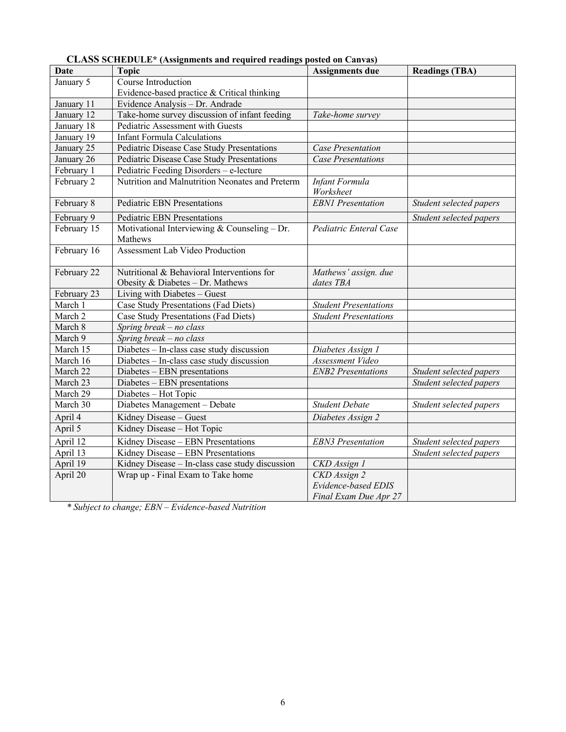**CLASS SCHEDULE\* (Assignments and required readings posted on Canvas)**

| Date | Topic | Assignments due | Readings (TBA) |
|---|---|---|---|
| January 5 | Course Introduction<br>Evidence-based practice & Critical thinking | | |
| January 11 | Evidence Analysis – Dr. Andrade | | |
| January 12 | Take-home survey discussion of infant feeding | *Take-home survey* | |
| January 18 | Pediatric Assessment with Guests | | |
| January 19 | Infant Formula Calculations | | |
| January 25 | Pediatric Disease Case Study Presentations | *Case Presentation* | |
| January 26 | Pediatric Disease Case Study Presentations | *Case Presentations* | |
| February 1 | Pediatric Feeding Disorders – e-lecture | | |
| February 2 | Nutrition and Malnutrition Neonates and Preterm | *Infant Formula Worksheet* | |
| February 8 | Pediatric EBN Presentations | *EBN1 Presentation* | *Student selected papers* |
| February 9 | Pediatric EBN Presentations | | *Student selected papers* |
| February 15 | Motivational Interviewing & Counseling – Dr. Mathews | *Pediatric Enteral Case* | |
| February 16 | Assessment Lab Video Production | | |
| February 22 | Nutritional & Behavioral Interventions for Obesity & Diabetes – Dr. Mathews | *Mathews' assign. due dates TBA* | |
| February 23 | Living with Diabetes – Guest | | |
| March 1 | Case Study Presentations (Fad Diets) | *Student Presentations* | |
| March 2 | Case Study Presentations (Fad Diets) | *Student Presentations* | |
| March 8 | *Spring break – no class* | | |
| March 9 | *Spring break – no class* | | |
| March 15 | Diabetes – In-class case study discussion | *Diabetes Assign 1* | |
| March 16 | Diabetes – In-class case study discussion | *Assessment Video* | |
| March 22 | Diabetes – EBN presentations | *ENB2 Presentations* | *Student selected papers* |
| March 23 | Diabetes – EBN presentations | | *Student selected papers* |
| March 29 | Diabetes – Hot Topic | | |
| March 30 | Diabetes Management – Debate | *Student Debate* | *Student selected papers* |
| April 4 | Kidney Disease – Guest | *Diabetes Assign 2* | |
| April 5 | Kidney Disease – Hot Topic | | |
| April 12 | Kidney Disease – EBN Presentations | *EBN3 Presentation* | *Student selected papers* |
| April 13 | Kidney Disease – EBN Presentations | | *Student selected papers* |
| April 19 | Kidney Disease – In-class case study discussion | *CKD Assign 1* | |
| April 20 | Wrap up - Final Exam to Take home | *CKD Assign 2*<br>*Evidence-based EDIS*<br>*Final Exam Due Apr 27* | |

*\* Subject to change; EBN – Evidence-based Nutrition*